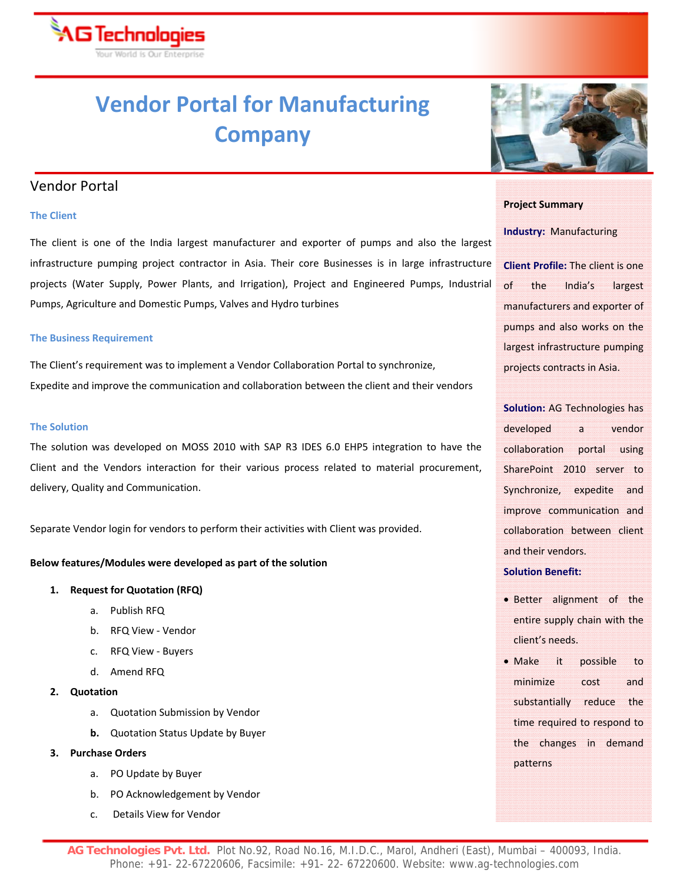# Vendor Portal for Manufacturing Company

## Vendor Portal

### The Client

The client is one of the India largest manufacturer and exporter of pumps and also the largest infrastructure pumping project contractor in Asia. Their core Businesses is in large infrastructure projects (Water Supply, Power Plants, and Irrigation), Project and Engineered Pumps, Industrial Pumps, Agriculture and Domestic Pumps, Valves and Hydro turbines

### The Business Requirement

The Client's requirement was to implement a Vendor Collaboration Portal to synchronize, Expedite and improve the communication and collaboration between the client and their vendors

### The Solution

The solution was developed on MOSS 2010 with SAP R3 IDES 6.0 EHP5 integration to have the Client and the Vendors interaction for their various process related to material procurement, delivery, Quality and Communication.

Separate Vendor login for vendors to perform their activities with Client was provided.

**Below features/Modules were developed as part of the solution**

1. **Request for Quotation (RFQ)**
   a. Publish RFQ
   b. RFQ View - Vendor
   c. RFQ View - Buyers
   d. Amend RFQ
2. **Quotation**
   a. Quotation Submission by Vendor
   b. Quotation Status Update by Buyer
3. **Purchase Orders**
   a. PO Update by Buyer
   b. PO Acknowledgement by Vendor
   c. Details View for Vendor

**Project Summary**

**Industry:** Manufacturing

**Client Profile:** The client is one of the India's largest manufacturers and exporter of pumps and also works on the largest infrastructure pumping projects contracts in Asia.

**Solution:** AG Technologies has developed a vendor collaboration portal using SharePoint 2010 server to Synchronize, expedite and improve communication and collaboration between client and their vendors.

**Solution Benefit:**

- Better alignment of the entire supply chain with the client's needs.
- Make it possible to minimize cost and substantially reduce the time required to respond to the changes in demand patterns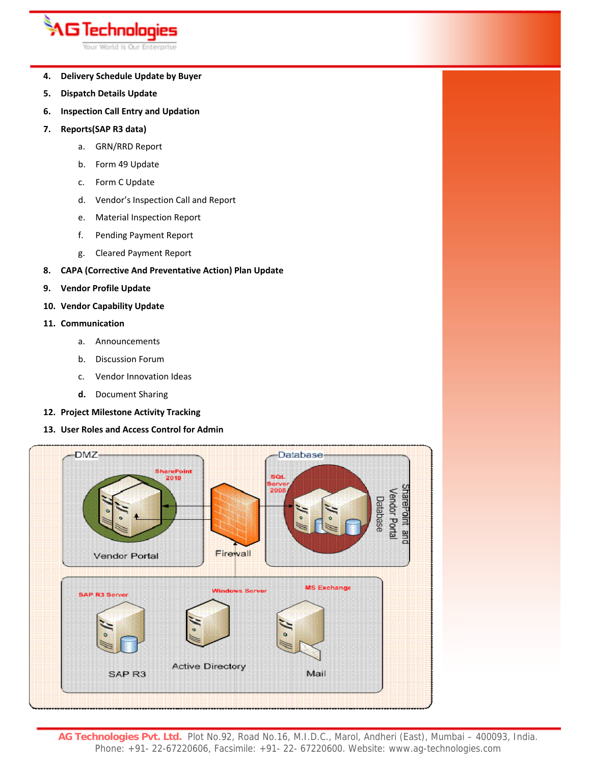4. **Delivery Schedule Update by Buyer**
5. **Dispatch Details Update**
6. **Inspection Call Entry and Updation**
7. **Reports(SAP R3 data)**
    a. GRN/RRD Report
    b. Form 49 Update
    c. Form C Update
    d. Vendor's Inspection Call and Report
    e. Material Inspection Report
    f. Pending Payment Report
    g. Cleared Payment Report
8. **CAPA (Corrective And Preventative Action) Plan Update**
9. **Vendor Profile Update**
10. **Vendor Capability Update**
11. **Communication**
    a. Announcements
    b. Discussion Forum
    c. Vendor Innovation Ideas
    d. Document Sharing
12. **Project Milestone Activity Tracking**
13. **User Roles and Access Control for Admin**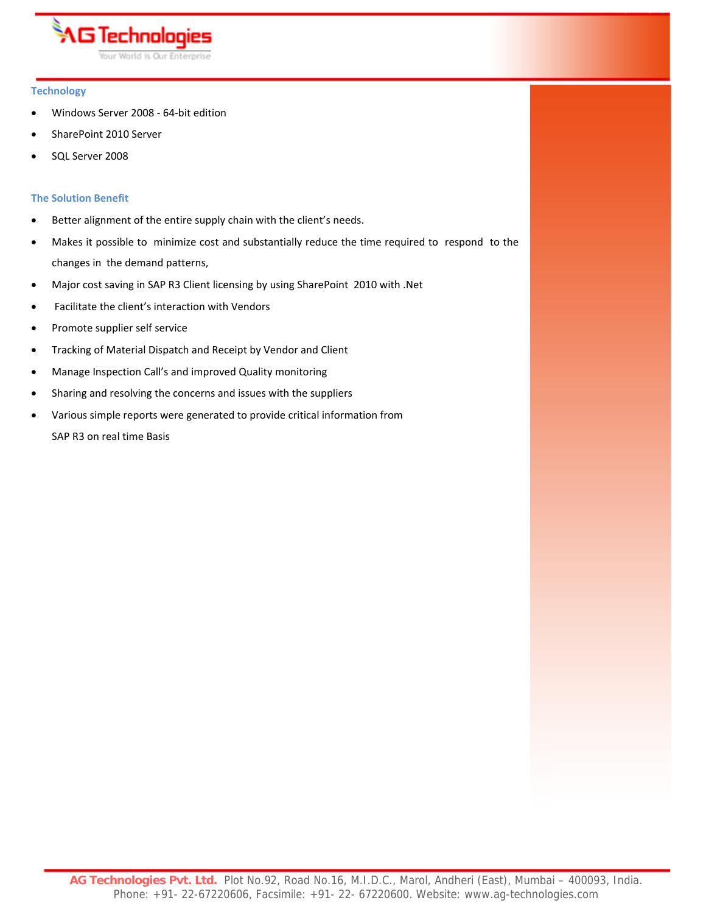## Technology

- Windows Server 2008 - 64-bit edition
- SharePoint 2010 Server
- SQL Server 2008

## The Solution Benefit

- Better alignment of the entire supply chain with the client's needs.
- Makes it possible to minimize cost and substantially reduce the time required to respond to the changes in the demand patterns,
- Major cost saving in SAP R3 Client licensing by using SharePoint 2010 with .Net
- Facilitate the client's interaction with Vendors
- Promote supplier self service
- Tracking of Material Dispatch and Receipt by Vendor and Client
- Manage Inspection Call's and improved Quality monitoring
- Sharing and resolving the concerns and issues with the suppliers
- Various simple reports were generated to provide critical information from SAP R3 on real time Basis